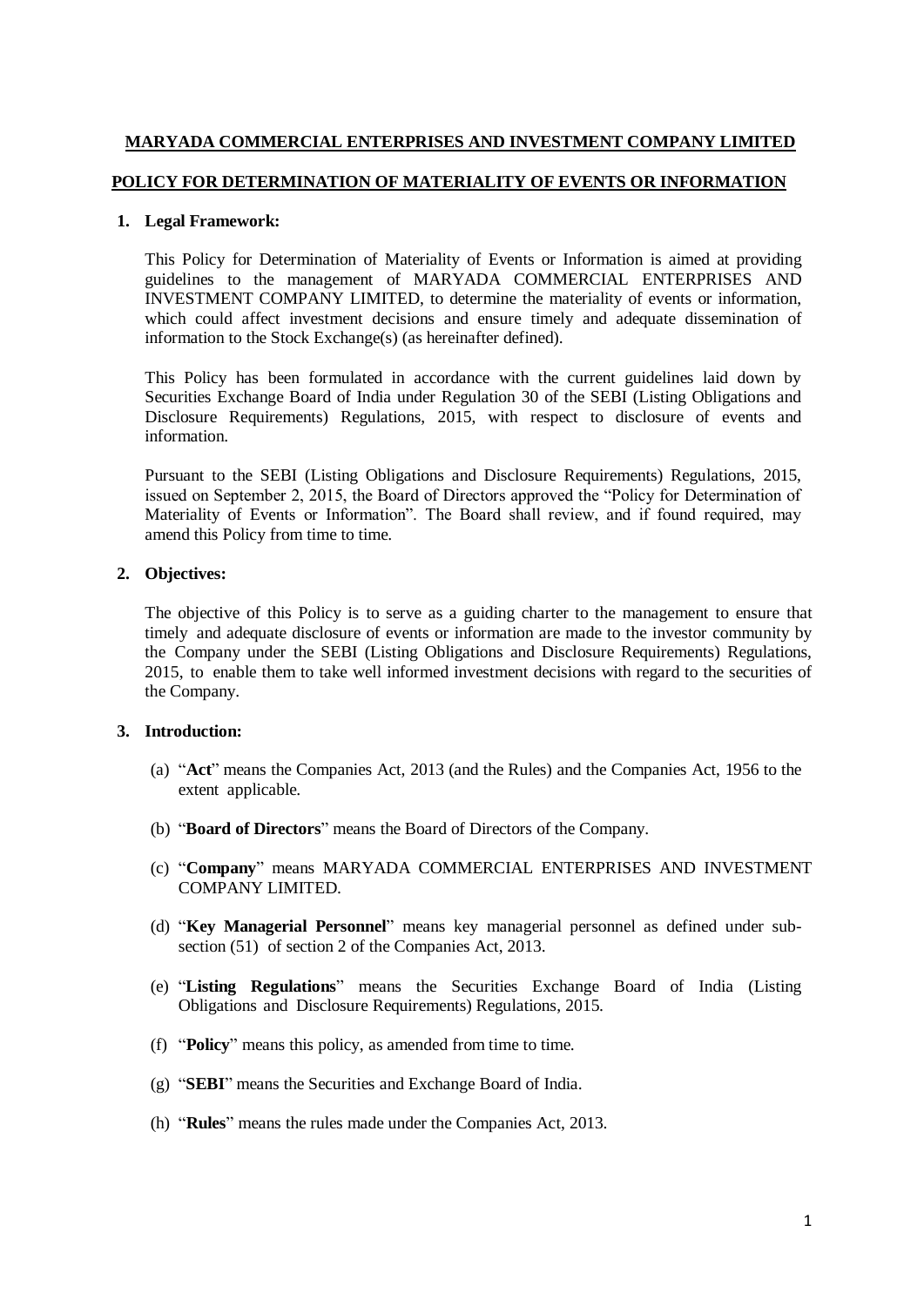# MARYADA COMMERCIAL ENTERPRISES AND INVESTMENT COMPANY LIMITED

## POLICY FOR DETERMINATION OF MATERIALITY OF EVENTS OR INFORMATION

### 1. Legal Framework:

This Policy for Determination of Materiality of Events or Information is aimed at providing guidelines to the management of MARYADA COMMERCIAL ENTERPRISES AND INVESTMENT COMPANY LIMITED, to determine the materiality of events or information, which could affect investment decisions and ensure timely and adequate dissemination of information to the Stock Exchange(s) (as hereinafter defined).

This Policy has been formulated in accordance with the current guidelines laid down by Securities Exchange Board of India under Regulation 30 of the SEBI (Listing Obligations and Disclosure Requirements) Regulations, 2015, with respect to disclosure of events and information.

Pursuant to the SEBI (Listing Obligations and Disclosure Requirements) Regulations, 2015, issued on September 2, 2015, the Board of Directors approved the "Policy for Determination of Materiality of Events or Information". The Board shall review, and if found required, may amend this Policy from time to time.

### 2. Objectives:

The objective of this Policy is to serve as a guiding charter to the management to ensure that timely and adequate disclosure of events or information are made to the investor community by the Company under the SEBI (Listing Obligations and Disclosure Requirements) Regulations, 2015, to enable them to take well informed investment decisions with regard to the securities of the Company.

### 3. Introduction:

(a) "**Act**" means the Companies Act, 2013 (and the Rules) and the Companies Act, 1956 to the extent applicable.

(b) "**Board of Directors**" means the Board of Directors of the Company.

(c) "**Company**" means MARYADA COMMERCIAL ENTERPRISES AND INVESTMENT COMPANY LIMITED.

(d) "**Key Managerial Personnel**" means key managerial personnel as defined under sub-section (51) of section 2 of the Companies Act, 2013.

(e) "**Listing Regulations**" means the Securities Exchange Board of India (Listing Obligations and Disclosure Requirements) Regulations, 2015.

(f) "**Policy**" means this policy, as amended from time to time.

(g) "**SEBI**" means the Securities and Exchange Board of India.

(h) "**Rules**" means the rules made under the Companies Act, 2013.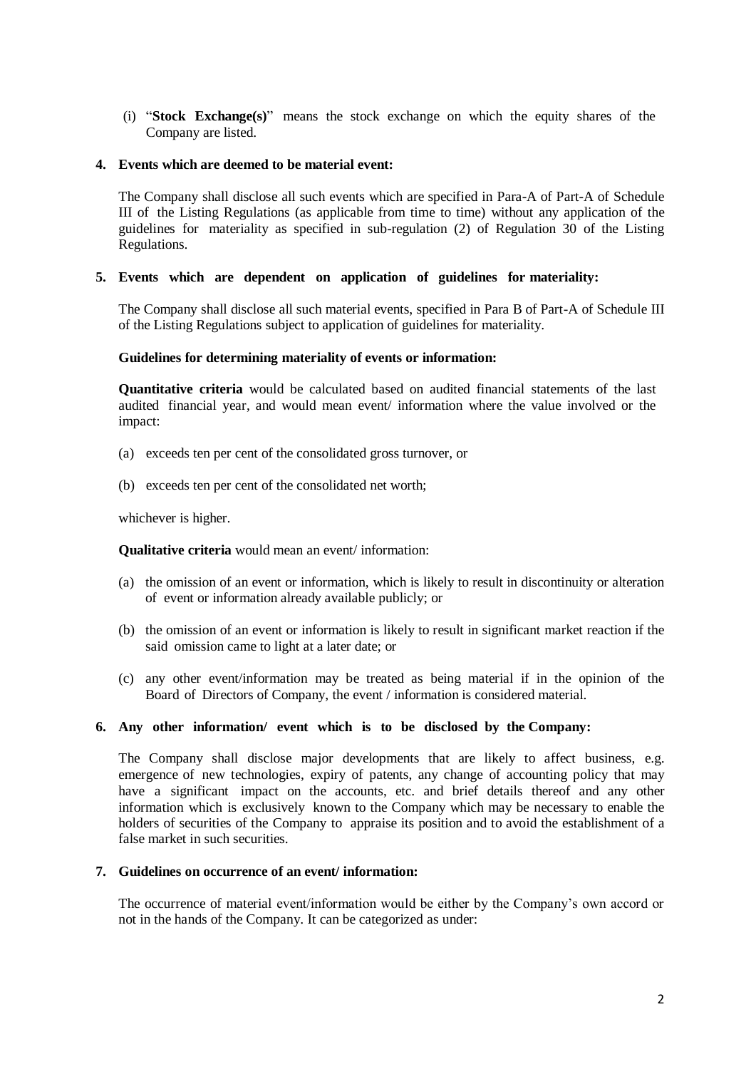(i) "**Stock Exchange(s)**" means the stock exchange on which the equity shares of the Company are listed.

**4. Events which are deemed to be material event:**

The Company shall disclose all such events which are specified in Para-A of Part-A of Schedule III of the Listing Regulations (as applicable from time to time) without any application of the guidelines for materiality as specified in sub-regulation (2) of Regulation 30 of the Listing Regulations.

**5. Events which are dependent on application of guidelines for materiality:**

The Company shall disclose all such material events, specified in Para B of Part-A of Schedule III of the Listing Regulations subject to application of guidelines for materiality.

**Guidelines for determining materiality of events or information:**

**Quantitative criteria** would be calculated based on audited financial statements of the last audited financial year, and would mean event/ information where the value involved or the impact:

(a) exceeds ten per cent of the consolidated gross turnover, or

(b) exceeds ten per cent of the consolidated net worth;

whichever is higher.

**Qualitative criteria** would mean an event/ information:

(a) the omission of an event or information, which is likely to result in discontinuity or alteration of event or information already available publicly; or

(b) the omission of an event or information is likely to result in significant market reaction if the said omission came to light at a later date; or

(c) any other event/information may be treated as being material if in the opinion of the Board of Directors of Company, the event / information is considered material.

**6. Any other information/ event which is to be disclosed by the Company:**

The Company shall disclose major developments that are likely to affect business, e.g. emergence of new technologies, expiry of patents, any change of accounting policy that may have a significant impact on the accounts, etc. and brief details thereof and any other information which is exclusively known to the Company which may be necessary to enable the holders of securities of the Company to appraise its position and to avoid the establishment of a false market in such securities.

**7. Guidelines on occurrence of an event/ information:**

The occurrence of material event/information would be either by the Company's own accord or not in the hands of the Company. It can be categorized as under: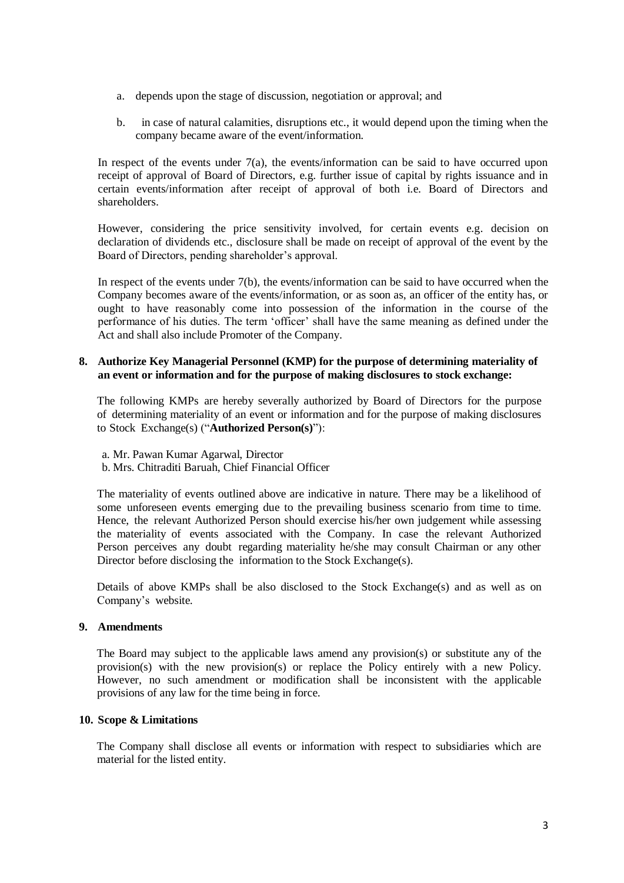a. depends upon the stage of discussion, negotiation or approval; and

b. in case of natural calamities, disruptions etc., it would depend upon the timing when the company became aware of the event/information.

In respect of the events under 7(a), the events/information can be said to have occurred upon receipt of approval of Board of Directors, e.g. further issue of capital by rights issuance and in certain events/information after receipt of approval of both i.e. Board of Directors and shareholders.

However, considering the price sensitivity involved, for certain events e.g. decision on declaration of dividends etc., disclosure shall be made on receipt of approval of the event by the Board of Directors, pending shareholder's approval.

In respect of the events under 7(b), the events/information can be said to have occurred when the Company becomes aware of the events/information, or as soon as, an officer of the entity has, or ought to have reasonably come into possession of the information in the course of the performance of his duties. The term 'officer' shall have the same meaning as defined under the Act and shall also include Promoter of the Company.

**8. Authorize Key Managerial Personnel (KMP) for the purpose of determining materiality of an event or information and for the purpose of making disclosures to stock exchange:**

The following KMPs are hereby severally authorized by Board of Directors for the purpose of determining materiality of an event or information and for the purpose of making disclosures to Stock Exchange(s) ("**Authorized Person(s)**"):

a. Mr. Pawan Kumar Agarwal, Director
b. Mrs. Chitraditi Baruah, Chief Financial Officer

The materiality of events outlined above are indicative in nature. There may be a likelihood of some unforeseen events emerging due to the prevailing business scenario from time to time. Hence, the relevant Authorized Person should exercise his/her own judgement while assessing the materiality of events associated with the Company. In case the relevant Authorized Person perceives any doubt regarding materiality he/she may consult Chairman or any other Director before disclosing the information to the Stock Exchange(s).

Details of above KMPs shall be also disclosed to the Stock Exchange(s) and as well as on Company's website.

**9. Amendments**

The Board may subject to the applicable laws amend any provision(s) or substitute any of the provision(s) with the new provision(s) or replace the Policy entirely with a new Policy. However, no such amendment or modification shall be inconsistent with the applicable provisions of any law for the time being in force.

**10. Scope & Limitations**

The Company shall disclose all events or information with respect to subsidiaries which are material for the listed entity.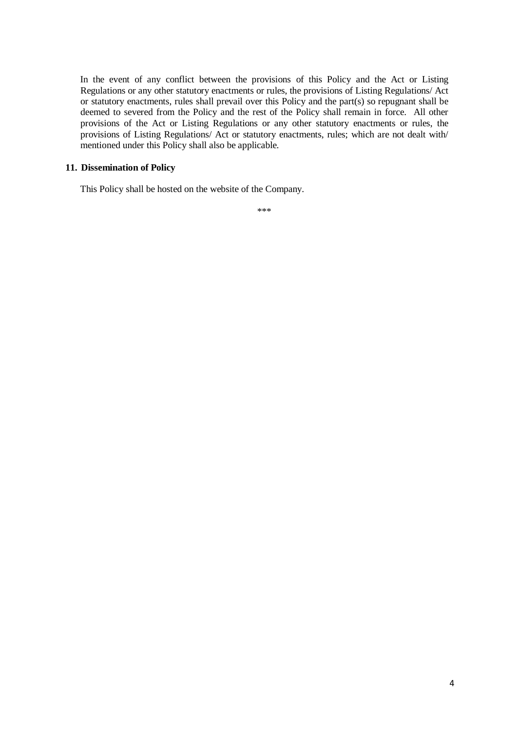In the event of any conflict between the provisions of this Policy and the Act or Listing Regulations or any other statutory enactments or rules, the provisions of Listing Regulations/ Act or statutory enactments, rules shall prevail over this Policy and the part(s) so repugnant shall be deemed to severed from the Policy and the rest of the Policy shall remain in force. All other provisions of the Act or Listing Regulations or any other statutory enactments or rules, the provisions of Listing Regulations/ Act or statutory enactments, rules; which are not dealt with/ mentioned under this Policy shall also be applicable.

**11. Dissemination of Policy**

This Policy shall be hosted on the website of the Company.

***